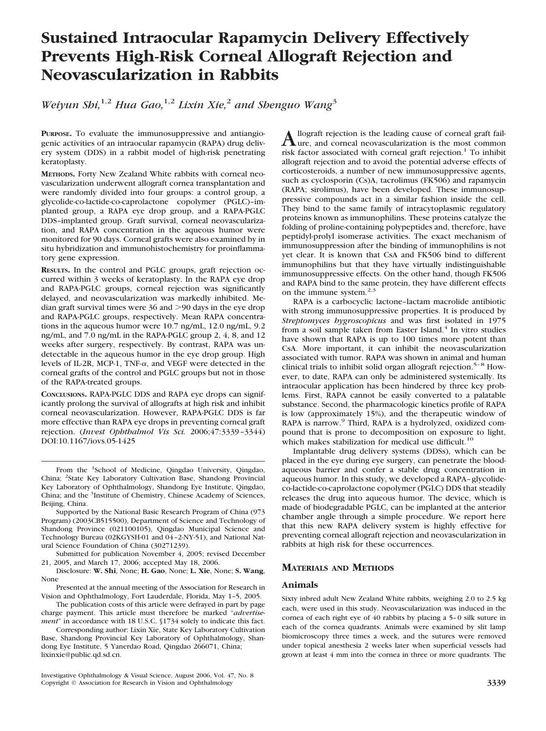# Sustained Intraocular Rapamycin Delivery Effectively Prevents High-Risk Corneal Allograft Rejection and Neovascularization in Rabbits

*Weiyun Shi,*[1,2] *Hua Gao,*[1,2] *Lixin Xie,*[2] *and Shenguo Wang*[3]

**PURPOSE.** To evaluate the immunosuppressive and antiangiogenic activities of an intraocular rapamycin (RAPA) drug delivery system (DDS) in a rabbit model of high-risk penetrating keratoplasty.

**METHODS.** Forty New Zealand White rabbits with corneal neovascularization underwent allograft cornea transplantation and were randomly divided into four groups: a control group, a glycolide-co-lactide-co-caprolactone copolymer (PGLC)–implanted group, a RAPA eye drop group, and a RAPA-PGLC DDS–implanted group. Graft survival, corneal neovascularization, and RAPA concentration in the aqueous humor were monitored for 90 days. Corneal grafts were also examined by in situ hybridization and immunohistochemistry for proinflammatory gene expression.

**RESULTS.** In the control and PGLC groups, graft rejection occurred within 3 weeks of keratoplasty. In the RAPA eye drop and RAPA-PGLC groups, corneal rejection was significantly delayed, and neovascularization was markedly inhibited. Median graft survival times were 36 and >90 days in the eye drop and RAPA-PGLC groups, respectively. Mean RAPA concentrations in the aqueous humor were 10.7 ng/mL, 12.0 ng/mL, 9.2 ng/mL, and 7.0 ng/mL in the RAPA-PGLC group 2, 4, 8, and 12 weeks after surgery, respectively. By contrast, RAPA was undetectable in the aqueous humor in the eye drop group. High levels of IL-2R, MCP-1, TNF-$\alpha$, and VEGF were detected in the corneal grafts of the control and PGLC groups but not in those of the RAPA-treated groups.

**CONCLUSIONS.** RAPA-PGLC DDS and RAPA eye drops can significantly prolong the survival of allografts at high risk and inhibit corneal neovascularization. However, RAPA-PGLC DDS is far more effective than RAPA eye drops in preventing corneal graft rejection. (*Invest Ophthalmol Vis Sci.* 2006;47:3339–3344) DOI:10.1167/iovs.05-1425

From the [1]School of Medicine, Qingdao University, Qingdao, China; [2]State Key Laboratory Cultivation Base, Shandong Provincial Key Laboratory of Ophthalmology, Shandong Eye Institute, Qingdao, China; and the [3]Institute of Chemistry, Chinese Academy of Sciences, Beijing, China.

Supported by the National Basic Research Program of China (973 Program) (2003CB515500), Department of Science and Technology of Shandong Province (021100105), Qingdao Municipal Science and Technology Bureau (02KGYSH-01 and 04–2-NY-51), and National Natural Science Foundation of China (30271239).

Submitted for publication November 4, 2005; revised December 21, 2005, and March 17, 2006; accepted May 18, 2006.

Disclosure: **W. Shi**, None; **H. Gao**, None; **L. Xie**, None; **S. Wang**, None

Presented at the annual meeting of the Association for Research in Vision and Ophthalmology, Fort Lauderdale, Florida, May 1–5, 2005.

The publication costs of this article were defrayed in part by page charge payment. This article must therefore be marked "*advertisement*" in accordance with 18 U.S.C. §1734 solely to indicate this fact.

Corresponding author: Lixin Xie, State Key Laboratory Cultivation Base, Shandong Provincial Key Laboratory of Ophthalmology, Shandong Eye Institute, 5 Yanerdao Road, Qingdao 266071, China; lixinxie@public.qd.sd.cn.

Allograft rejection is the leading cause of corneal graft failure, and corneal neovascularization is the most common risk factor associated with corneal graft rejection.[1] To inhibit allograft rejection and to avoid the potential adverse effects of corticosteroids, a number of new immunosuppressive agents, such as cyclosporin (Cs)A, tacrolimus (FK506) and rapamycin (RAPA; sirolimus), have been developed. These immunosuppressive compounds act in a similar fashion inside the cell. They bind to the same family of intracytoplasmic regulatory proteins known as immunophilins. These proteins catalyze the folding of proline-containing polypeptides and, therefore, have peptidyl-prolyl isomerase activities. The exact mechanism of immunosuppression after the binding of immunophilins is not yet clear. It is known that CsA and FK506 bind to different immunophilins but that they have virtually indistinguishable immunosuppressive effects. On the other hand, though FK506 and RAPA bind to the same protein, they have different effects on the immune system.[2,3]

RAPA is a carbocyclic lactone–lactam macrolide antibiotic with strong immunosuppressive properties. It is produced by *Streptomyces hygroscopicus* and was first isolated in 1975 from a soil sample taken from Easter Island.[4] In vitro studies have shown that RAPA is up to 100 times more potent than CsA. More important, it can inhibit the neovascularization associated with tumor. RAPA was shown in animal and human clinical trials to inhibit solid organ allograft rejection.[5–8] However, to date, RAPA can only be administered systemically. Its intraocular application has been hindered by three key problems. First, RAPA cannot be easily converted to a palatable substance. Second, the pharmacologic kinetics profile of RAPA is low (approximately 15%), and the therapeutic window of RAPA is narrow.[9] Third, RAPA is a hydrolyzed, oxidized compound that is prone to decomposition on exposure to light, which makes stabilization for medical use difficult.[10]

Implantable drug delivery systems (DDSs), which can be placed in the eye during eye surgery, can penetrate the blood-aqueous barrier and confer a stable drug concentration in aqueous humor. In this study, we developed a RAPA–glycolide-co-lactide-co-caprolactone copolymer (PGLC) DDS that steadily releases the drug into aqueous humor. The device, which is made of biodegradable PGLC, can be implanted at the anterior chamber angle through a simple procedure. We report here that this new RAPA delivery system is highly effective for preventing corneal allograft rejection and neovascularization in rabbits at high risk for these occurrences.

## MATERIALS AND METHODS

### Animals

Sixty inbred adult New Zealand White rabbits, weighing 2.0 to 2.5 kg each, were used in this study. Neovascularization was induced in the cornea of each right eye of 40 rabbits by placing a 5–0 silk suture in each of the cornea quadrants. Animals were examined by slit lamp biomicroscopy three times a week, and the sutures were removed under topical anesthesia 2 weeks later when superficial vessels had grown at least 4 mm into the cornea in three or more quadrants. The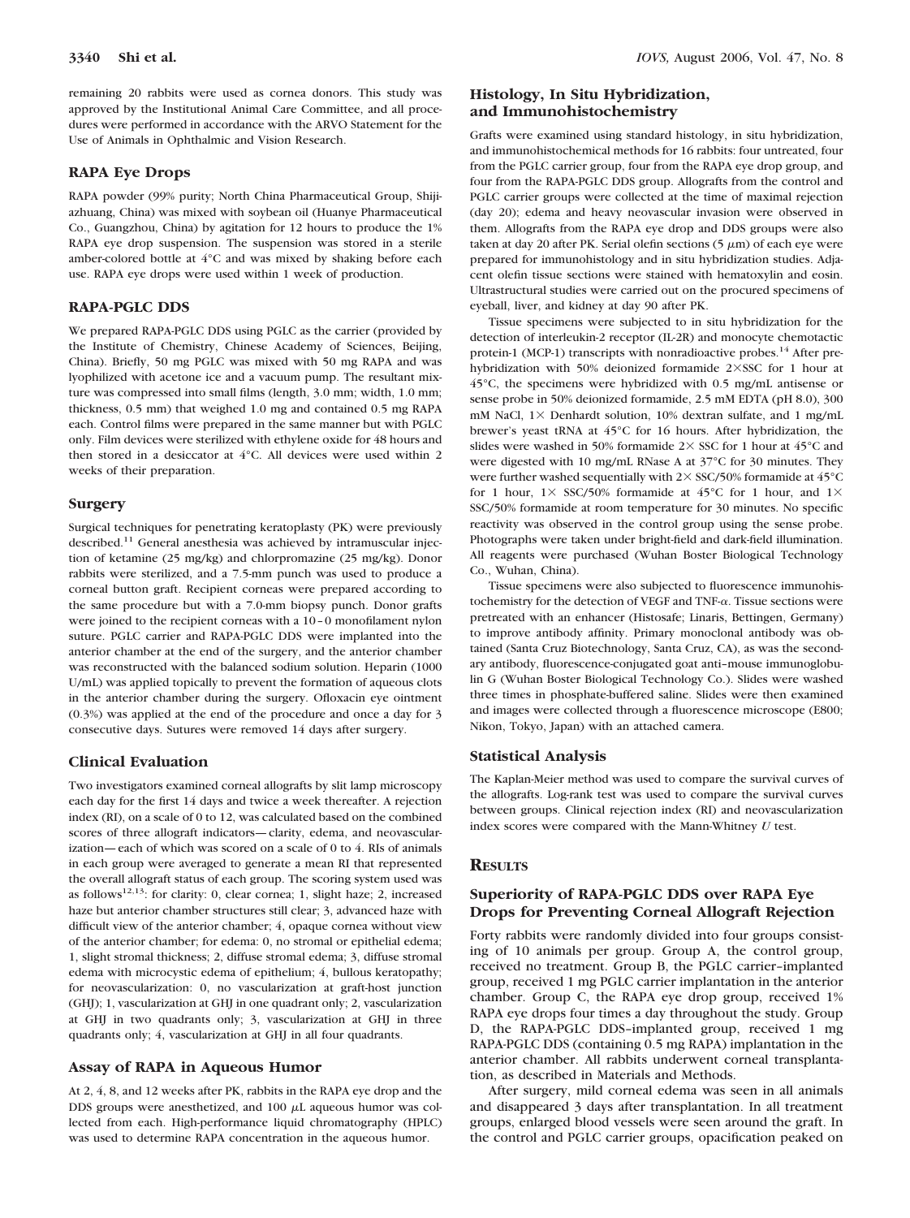remaining 20 rabbits were used as cornea donors. This study was approved by the Institutional Animal Care Committee, and all procedures were performed in accordance with the ARVO Statement for the Use of Animals in Ophthalmic and Vision Research.

### RAPA Eye Drops

RAPA powder (99% purity; North China Pharmaceutical Group, Shijiazhuang, China) was mixed with soybean oil (Huanye Pharmaceutical Co., Guangzhou, China) by agitation for 12 hours to produce the 1% RAPA eye drop suspension. The suspension was stored in a sterile amber-colored bottle at 4°C and was mixed by shaking before each use. RAPA eye drops were used within 1 week of production.

### RAPA-PGLC DDS

We prepared RAPA-PGLC DDS using PGLC as the carrier (provided by the Institute of Chemistry, Chinese Academy of Sciences, Beijing, China). Briefly, 50 mg PGLC was mixed with 50 mg RAPA and was lyophilized with acetone ice and a vacuum pump. The resultant mixture was compressed into small films (length, 3.0 mm; width, 1.0 mm; thickness, 0.5 mm) that weighed 1.0 mg and contained 0.5 mg RAPA each. Control films were prepared in the same manner but with PGLC only. Film devices were sterilized with ethylene oxide for 48 hours and then stored in a desiccator at 4°C. All devices were used within 2 weeks of their preparation.

### Surgery

Surgical techniques for penetrating keratoplasty (PK) were previously described.[11] General anesthesia was achieved by intramuscular injection of ketamine (25 mg/kg) and chlorpromazine (25 mg/kg). Donor rabbits were sterilized, and a 7.5-mm punch was used to produce a corneal button graft. Recipient corneas were prepared according to the same procedure but with a 7.0-mm biopsy punch. Donor grafts were joined to the recipient corneas with a 10–0 monofilament nylon suture. PGLC carrier and RAPA-PGLC DDS were implanted into the anterior chamber at the end of the surgery, and the anterior chamber was reconstructed with the balanced sodium solution. Heparin (1000 U/mL) was applied topically to prevent the formation of aqueous clots in the anterior chamber during the surgery. Ofloxacin eye ointment (0.3%) was applied at the end of the procedure and once a day for 3 consecutive days. Sutures were removed 14 days after surgery.

### Clinical Evaluation

Two investigators examined corneal allografts by slit lamp microscopy each day for the first 14 days and twice a week thereafter. A rejection index (RI), on a scale of 0 to 12, was calculated based on the combined scores of three allograft indicators—clarity, edema, and neovascularization—each of which was scored on a scale of 0 to 4. RIs of animals in each group were averaged to generate a mean RI that represented the overall allograft status of each group. The scoring system used was as follows[12,13]: for clarity: 0, clear cornea; 1, slight haze; 2, increased haze but anterior chamber structures still clear; 3, advanced haze with difficult view of the anterior chamber; 4, opaque cornea without view of the anterior chamber; for edema: 0, no stromal or epithelial edema; 1, slight stromal thickness; 2, diffuse stromal edema; 3, diffuse stromal edema with microcystic edema of epithelium; 4, bullous keratopathy; for neovascularization: 0, no vascularization at graft-host junction (GHJ); 1, vascularization at GHJ in one quadrant only; 2, vascularization at GHJ in two quadrants only; 3, vascularization at GHJ in three quadrants only; 4, vascularization at GHJ in all four quadrants.

### Assay of RAPA in Aqueous Humor

At 2, 4, 8, and 12 weeks after PK, rabbits in the RAPA eye drop and the DDS groups were anesthetized, and 100 $\mu$L aqueous humor was collected from each. High-performance liquid chromatography (HPLC) was used to determine RAPA concentration in the aqueous humor.

### Histology, In Situ Hybridization, and Immunohistochemistry

Grafts were examined using standard histology, in situ hybridization, and immunohistochemical methods for 16 rabbits: four untreated, four from the PGLC carrier group, four from the RAPA eye drop group, and four from the RAPA-PGLC DDS group. Allografts from the control and PGLC carrier groups were collected at the time of maximal rejection (day 20); edema and heavy neovascular invasion were observed in them. Allografts from the RAPA eye drop and DDS groups were also taken at day 20 after PK. Serial olefin sections (5 $\mu$m) of each eye were prepared for immunohistology and in situ hybridization studies. Adjacent olefin tissue sections were stained with hematoxylin and eosin. Ultrastructural studies were carried out on the procured specimens of eyeball, liver, and kidney at day 90 after PK.

Tissue specimens were subjected to in situ hybridization for the detection of interleukin-2 receptor (IL-2R) and monocyte chemotactic protein-1 (MCP-1) transcripts with nonradioactive probes.[14] After prehybridization with 50% deionized formamide 2×SSC for 1 hour at 45°C, the specimens were hybridized with 0.5 mg/mL antisense or sense probe in 50% deionized formamide, 2.5 mM EDTA (pH 8.0), 300 mM NaCl, 1× Denhardt solution, 10% dextran sulfate, and 1 mg/mL brewer's yeast tRNA at 45°C for 16 hours. After hybridization, the slides were washed in 50% formamide 2× SSC for 1 hour at 45°C and were digested with 10 mg/mL RNase A at 37°C for 30 minutes. They were further washed sequentially with 2× SSC/50% formamide at 45°C for 1 hour, 1× SSC/50% formamide at 45°C for 1 hour, and 1× SSC/50% formamide at room temperature for 30 minutes. No specific reactivity was observed in the control group using the sense probe. Photographs were taken under bright-field and dark-field illumination. All reagents were purchased (Wuhan Boster Biological Technology Co., Wuhan, China).

Tissue specimens were also subjected to fluorescence immunohistochemistry for the detection of VEGF and TNF-$\alpha$. Tissue sections were pretreated with an enhancer (Histosafe; Linaris, Bettingen, Germany) to improve antibody affinity. Primary monoclonal antibody was obtained (Santa Cruz Biotechnology, Santa Cruz, CA), as was the secondary antibody, fluorescence-conjugated goat anti–mouse immunoglobulin G (Wuhan Boster Biological Technology Co.). Slides were washed three times in phosphate-buffered saline. Slides were then examined and images were collected through a fluorescence microscope (E800; Nikon, Tokyo, Japan) with an attached camera.

### Statistical Analysis

The Kaplan-Meier method was used to compare the survival curves of the allografts. Log-rank test was used to compare the survival curves between groups. Clinical rejection index (RI) and neovascularization index scores were compared with the Mann-Whitney *U* test.

## RESULTS

### Superiority of RAPA-PGLC DDS over RAPA Eye Drops for Preventing Corneal Allograft Rejection

Forty rabbits were randomly divided into four groups consisting of 10 animals per group. Group A, the control group, received no treatment. Group B, the PGLC carrier–implanted group, received 1 mg PGLC carrier implantation in the anterior chamber. Group C, the RAPA eye drop group, received 1% RAPA eye drops four times a day throughout the study. Group D, the RAPA-PGLC DDS–implanted group, received 1 mg RAPA-PGLC DDS (containing 0.5 mg RAPA) implantation in the anterior chamber. All rabbits underwent corneal transplantation, as described in Materials and Methods.

After surgery, mild corneal edema was seen in all animals and disappeared 3 days after transplantation. In all treatment groups, enlarged blood vessels were seen around the graft. In the control and PGLC carrier groups, opacification peaked on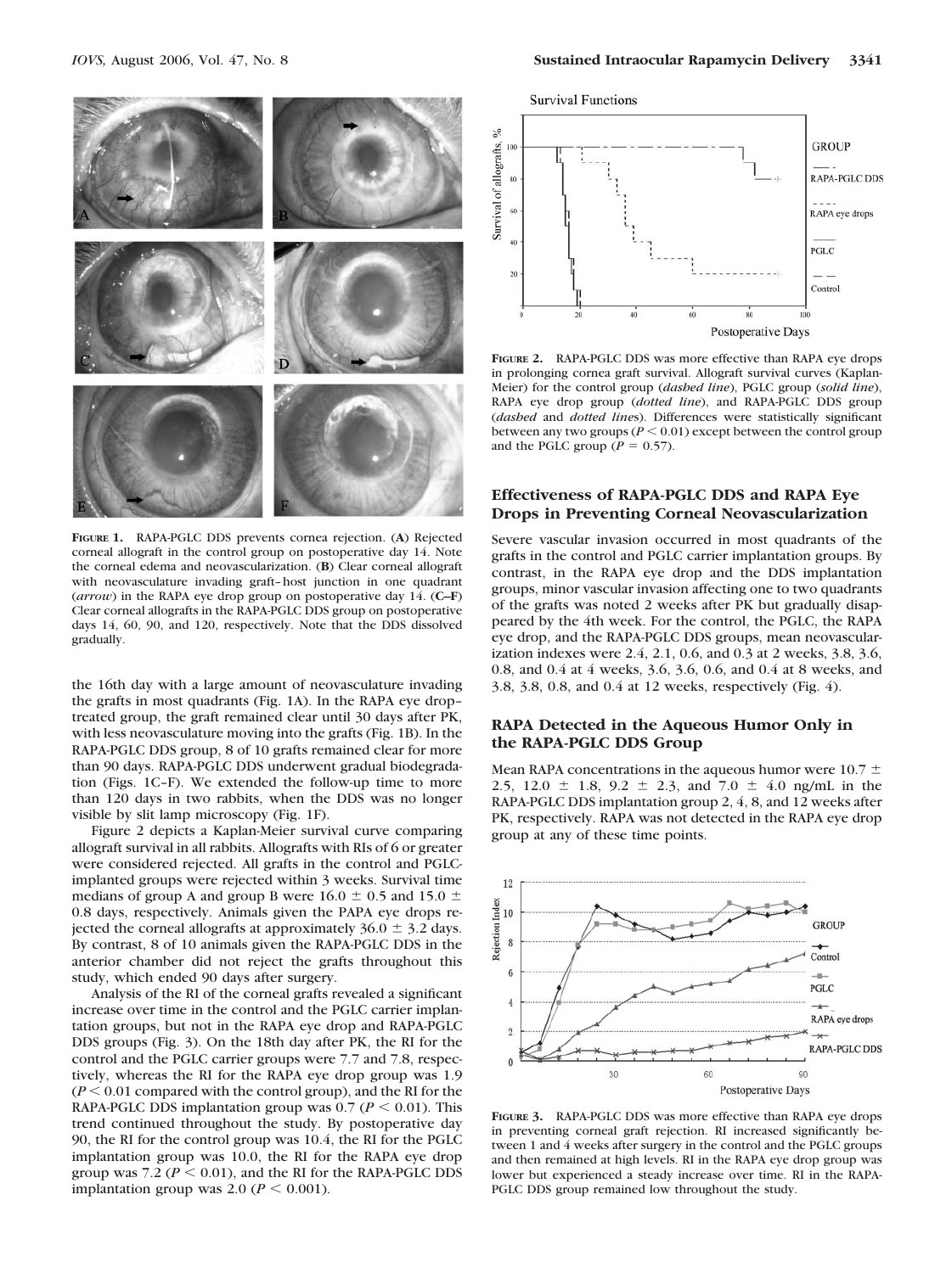**Figure 1.** RAPA-PGLC DDS prevents cornea rejection. (**A**) Rejected corneal allograft in the control group on postoperative day 14. Note the corneal edema and neovascularization. (**B**) Clear corneal allograft with neovasculature invading graft–host junction in one quadrant (*arrow*) in the RAPA eye drop group on postoperative day 14. (**C–F**) Clear corneal allografts in the RAPA-PGLC DDS group on postoperative days 14, 60, 90, and 120, respectively. Note that the DDS dissolved gradually.

the 16th day with a large amount of neovasculature invading the grafts in most quadrants (Fig. 1A). In the RAPA eye drop–treated group, the graft remained clear until 30 days after PK, with less neovasculature moving into the grafts (Fig. 1B). In the RAPA-PGLC DDS group, 8 of 10 grafts remained clear for more than 90 days. RAPA-PGLC DDS underwent gradual biodegradation (Figs. 1C–F). We extended the follow-up time to more than 120 days in two rabbits, when the DDS was no longer visible by slit lamp microscopy (Fig. 1F).

Figure 2 depicts a Kaplan-Meier survival curve comparing allograft survival in all rabbits. Allografts with RIs of 6 or greater were considered rejected. All grafts in the control and PGLC-implanted groups were rejected within 3 weeks. Survival time medians of group A and group B were 16.0 ± 0.5 and 15.0 ± 0.8 days, respectively. Animals given the PAPA eye drops rejected the corneal allografts at approximately 36.0 ± 3.2 days. By contrast, 8 of 10 animals given the RAPA-PGLC DDS in the anterior chamber did not reject the grafts throughout this study, which ended 90 days after surgery.

Analysis of the RI of the corneal grafts revealed a significant increase over time in the control and the PGLC carrier implantation groups, but not in the RAPA eye drop and RAPA-PGLC DDS groups (Fig. 3). On the 18th day after PK, the RI for the control and the PGLC carrier groups were 7.7 and 7.8, respectively, whereas the RI for the RAPA eye drop group was 1.9 ($P < 0.01$ compared with the control group), and the RI for the RAPA-PGLC DDS implantation group was 0.7 ($P < 0.01$). This trend continued throughout the study. By postoperative day 90, the RI for the control group was 10.4, the RI for the PGLC implantation group was 10.0, the RI for the RAPA eye drop group was 7.2 ($P < 0.01$), and the RI for the RAPA-PGLC DDS implantation group was 2.0 ($P < 0.001$).

**Figure 2.** RAPA-PGLC DDS was more effective than RAPA eye drops in prolonging cornea graft survival. Allograft survival curves (Kaplan-Meier) for the control group (*dashed line*), PGLC group (*solid line*), RAPA eye drop group (*dotted line*), and RAPA-PGLC DDS group (*dashed* and *dotted lines*). Differences were statistically significant between any two groups ($P < 0.01$) except between the control group and the PGLC group ($P = 0.57$).

### Effectiveness of RAPA-PGLC DDS and RAPA Eye Drops in Preventing Corneal Neovascularization

Severe vascular invasion occurred in most quadrants of the grafts in the control and PGLC carrier implantation groups. By contrast, in the RAPA eye drop and the DDS implantation groups, minor vascular invasion affecting one to two quadrants of the grafts was noted 2 weeks after PK but gradually disappeared by the 4th week. For the control, the PGLC, the RAPA eye drop, and the RAPA-PGLC DDS groups, mean neovascularization indexes were 2.4, 2.1, 0.6, and 0.3 at 2 weeks, 3.8, 3.6, 0.8, and 0.4 at 4 weeks, 3.6, 3.6, 0.6, and 0.4 at 8 weeks, and 3.8, 3.8, 0.8, and 0.4 at 12 weeks, respectively (Fig. 4).

### RAPA Detected in the Aqueous Humor Only in the RAPA-PGLC DDS Group

Mean RAPA concentrations in the aqueous humor were 10.7 ± 2.5, 12.0 ± 1.8, 9.2 ± 2.3, and 7.0 ± 4.0 ng/mL in the RAPA-PGLC DDS implantation group 2, 4, 8, and 12 weeks after PK, respectively. RAPA was not detected in the RAPA eye drop group at any of these time points.

**Figure 3.** RAPA-PGLC DDS was more effective than RAPA eye drops in preventing corneal graft rejection. RI increased significantly between 1 and 4 weeks after surgery in the control and the PGLC groups and then remained at high levels. RI in the RAPA eye drop group was lower but experienced a steady increase over time. RI in the RAPA-PGLC DDS group remained low throughout the study.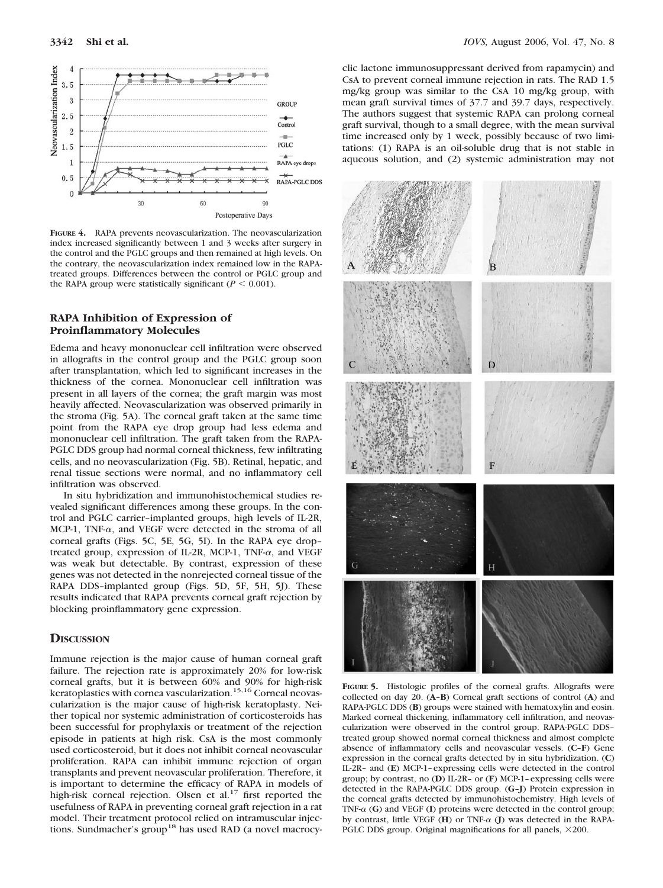FIGURE 4. RAPA prevents neovascularization. The neovascularization index increased significantly between 1 and 3 weeks after surgery in the control and the PGLC groups and then remained at high levels. On the contrary, the neovascularization index remained low in the RAPA-treated groups. Differences between the control or PGLC group and the RAPA group were statistically significant ($P < 0.001$).

### RAPA Inhibition of Expression of Proinflammatory Molecules

Edema and heavy mononuclear cell infiltration were observed in allografts in the control group and the PGLC group soon after transplantation, which led to significant increases in the thickness of the cornea. Mononuclear cell infiltration was present in all layers of the cornea; the graft margin was most heavily affected. Neovascularization was observed primarily in the stroma (Fig. 5A). The corneal graft taken at the same time point from the RAPA eye drop group had less edema and mononuclear cell infiltration. The graft taken from the RAPA-PGLC DDS group had normal corneal thickness, few infiltrating cells, and no neovascularization (Fig. 5B). Retinal, hepatic, and renal tissue sections were normal, and no inflammatory cell infiltration was observed.

In situ hybridization and immunohistochemical studies revealed significant differences among these groups. In the control and PGLC carrier–implanted groups, high levels of IL-2R, MCP-1, TNF-$\alpha$, and VEGF were detected in the stroma of all corneal grafts (Figs. 5C, 5E, 5G, 5I). In the RAPA eye drop–treated group, expression of IL-2R, MCP-1, TNF-$\alpha$, and VEGF was weak but detectable. By contrast, expression of these genes was not detected in the nonrejected corneal tissue of the RAPA DDS–implanted group (Figs. 5D, 5F, 5H, 5J). These results indicated that RAPA prevents corneal graft rejection by blocking proinflammatory gene expression.

## DISCUSSION

Immune rejection is the major cause of human corneal graft failure. The rejection rate is approximately 20% for low-risk corneal grafts, but it is between 60% and 90% for high-risk keratoplasties with cornea vascularization.[15,16] Corneal neovascularization is the major cause of high-risk keratoplasty. Neither topical nor systemic administration of corticosteroids has been successful for prophylaxis or treatment of the rejection episode in patients at high risk. CsA is the most commonly used corticosteroid, but it does not inhibit corneal neovascular proliferation. RAPA can inhibit immune rejection of organ transplants and prevent neovascular proliferation. Therefore, it is important to determine the efficacy of RAPA in models of high-risk corneal rejection. Olsen et al.[17] first reported the usefulness of RAPA in preventing corneal graft rejection in a rat model. Their treatment protocol relied on intramuscular injections. Sundmacher's group[18] has used RAD (a novel macrocyclic lactone immunosuppressant derived from rapamycin) and CsA to prevent corneal immune rejection in rats. The RAD 1.5 mg/kg group was similar to the CsA 10 mg/kg group, with mean graft survival times of 37.7 and 39.7 days, respectively. The authors suggest that systemic RAPA can prolong corneal graft survival, though to a small degree, with the mean survival time increased only by 1 week, possibly because of two limitations: (1) RAPA is an oil-soluble drug that is not stable in aqueous solution, and (2) systemic administration may not

FIGURE 5. Histologic profiles of the corneal grafts. Allografts were collected on day 20. (**A–B**) Corneal graft sections of control (**A**) and RAPA-PGLC DDS (**B**) groups were stained with hematoxylin and eosin. Marked corneal thickening, inflammatory cell infiltration, and neovascularization were observed in the control group. RAPA-PGLC DDS–treated group showed normal corneal thickness and almost complete absence of inflammatory cells and neovascular vessels. (**C–F**) Gene expression in the corneal grafts detected by in situ hybridization. (**C**) IL-2R– and (**E**) MCP-1–expressing cells were detected in the control group; by contrast, no (**D**) IL-2R– or (**F**) MCP-1–expressing cells were detected in the RAPA-PGLC DDS group. (**G–J**) Protein expression in the corneal grafts detected by immunohistochemistry. High levels of TNF-$\alpha$ (**G**) and VEGF (**I**) proteins were detected in the control group; by contrast, little VEGF (**H**) or TNF-$\alpha$ (**J**) was detected in the RAPA-PGLC DDS group. Original magnifications for all panels, ×200.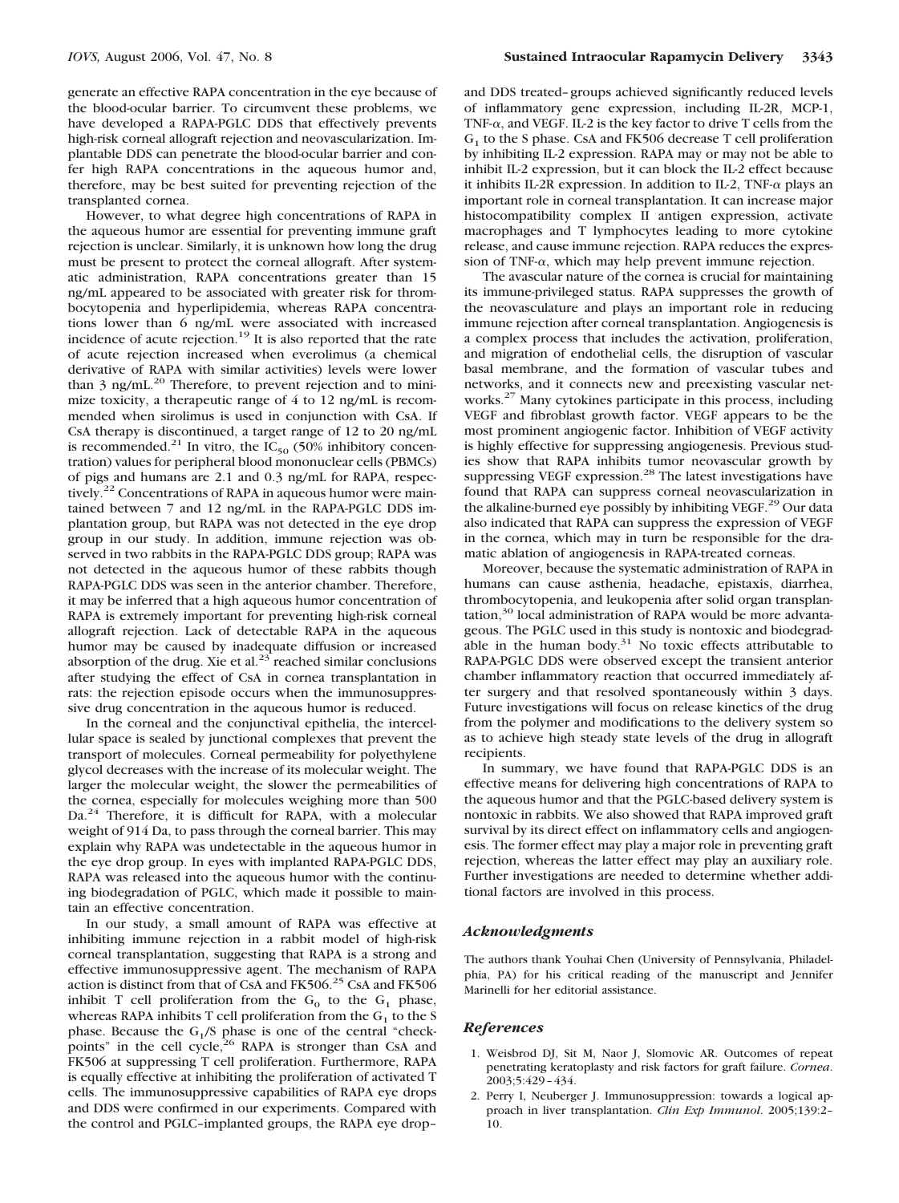generate an effective RAPA concentration in the eye because of the blood-ocular barrier. To circumvent these problems, we have developed a RAPA-PGLC DDS that effectively prevents high-risk corneal allograft rejection and neovascularization. Implantable DDS can penetrate the blood-ocular barrier and confer high RAPA concentrations in the aqueous humor and, therefore, may be best suited for preventing rejection of the transplanted cornea.

However, to what degree high concentrations of RAPA in the aqueous humor are essential for preventing immune graft rejection is unclear. Similarly, it is unknown how long the drug must be present to protect the corneal allograft. After systematic administration, RAPA concentrations greater than 15 ng/mL appeared to be associated with greater risk for thrombocytopenia and hyperlipidemia, whereas RAPA concentrations lower than 6 ng/mL were associated with increased incidence of acute rejection.[19] It is also reported that the rate of acute rejection increased when everolimus (a chemical derivative of RAPA with similar activities) levels were lower than 3 ng/mL.[20] Therefore, to prevent rejection and to minimize toxicity, a therapeutic range of 4 to 12 ng/mL is recommended when sirolimus is used in conjunction with CsA. If CsA therapy is discontinued, a target range of 12 to 20 ng/mL is recommended.[21] In vitro, the $IC_{50}$ (50% inhibitory concentration) values for peripheral blood mononuclear cells (PBMCs) of pigs and humans are 2.1 and 0.3 ng/mL for RAPA, respectively.[22] Concentrations of RAPA in aqueous humor were maintained between 7 and 12 ng/mL in the RAPA-PGLC DDS implantation group, but RAPA was not detected in the eye drop group in our study. In addition, immune rejection was observed in two rabbits in the RAPA-PGLC DDS group; RAPA was not detected in the aqueous humor of these rabbits though RAPA-PGLC DDS was seen in the anterior chamber. Therefore, it may be inferred that a high aqueous humor concentration of RAPA is extremely important for preventing high-risk corneal allograft rejection. Lack of detectable RAPA in the aqueous humor may be caused by inadequate diffusion or increased absorption of the drug. Xie et al.[23] reached similar conclusions after studying the effect of CsA in cornea transplantation in rats: the rejection episode occurs when the immunosuppressive drug concentration in the aqueous humor is reduced.

In the corneal and the conjunctival epithelia, the intercellular space is sealed by junctional complexes that prevent the transport of molecules. Corneal permeability for polyethylene glycol decreases with the increase of its molecular weight. The larger the molecular weight, the slower the permeabilities of the cornea, especially for molecules weighing more than 500 Da.[24] Therefore, it is difficult for RAPA, with a molecular weight of 914 Da, to pass through the corneal barrier. This may explain why RAPA was undetectable in the aqueous humor in the eye drop group. In eyes with implanted RAPA-PGLC DDS, RAPA was released into the aqueous humor with the continuing biodegradation of PGLC, which made it possible to maintain an effective concentration.

In our study, a small amount of RAPA was effective at inhibiting immune rejection in a rabbit model of high-risk corneal transplantation, suggesting that RAPA is a strong and effective immunosuppressive agent. The mechanism of RAPA action is distinct from that of CsA and FK506.[25] CsA and FK506 inhibit T cell proliferation from the $G_0$ to the $G_1$ phase, whereas RAPA inhibits T cell proliferation from the $G_1$ to the S phase. Because the $G_1$/S phase is one of the central "checkpoints" in the cell cycle,[26] RAPA is stronger than CsA and FK506 at suppressing T cell proliferation. Furthermore, RAPA is equally effective at inhibiting the proliferation of activated T cells. The immunosuppressive capabilities of RAPA eye drops and DDS were confirmed in our experiments. Compared with the control and PGLC–implanted groups, the RAPA eye drop– and DDS treated–groups achieved significantly reduced levels of inflammatory gene expression, including IL-2R, MCP-1, TNF-$\alpha$, and VEGF. IL-2 is the key factor to drive T cells from the $G_1$ to the S phase. CsA and FK506 decrease T cell proliferation by inhibiting IL-2 expression. RAPA may or may not be able to inhibit IL-2 expression, but it can block the IL-2 effect because it inhibits IL-2R expression. In addition to IL-2, TNF-$\alpha$ plays an important role in corneal transplantation. It can increase major histocompatibility complex II antigen expression, activate macrophages and T lymphocytes leading to more cytokine release, and cause immune rejection. RAPA reduces the expression of TNF-$\alpha$, which may help prevent immune rejection.

The avascular nature of the cornea is crucial for maintaining its immune-privileged status. RAPA suppresses the growth of the neovasculature and plays an important role in reducing immune rejection after corneal transplantation. Angiogenesis is a complex process that includes the activation, proliferation, and migration of endothelial cells, the disruption of vascular basal membrane, and the formation of vascular tubes and networks, and it connects new and preexisting vascular networks.[27] Many cytokines participate in this process, including VEGF and fibroblast growth factor. VEGF appears to be the most prominent angiogenic factor. Inhibition of VEGF activity is highly effective for suppressing angiogenesis. Previous studies show that RAPA inhibits tumor neovascular growth by suppressing VEGF expression.[28] The latest investigations have found that RAPA can suppress corneal neovascularization in the alkaline-burned eye possibly by inhibiting VEGF.[29] Our data also indicated that RAPA can suppress the expression of VEGF in the cornea, which may in turn be responsible for the dramatic ablation of angiogenesis in RAPA-treated corneas.

Moreover, because the systematic administration of RAPA in humans can cause asthenia, headache, epistaxis, diarrhea, thrombocytopenia, and leukopenia after solid organ transplantation,[30] local administration of RAPA would be more advantageous. The PGLC used in this study is nontoxic and biodegradable in the human body.[31] No toxic effects attributable to RAPA-PGLC DDS were observed except the transient anterior chamber inflammatory reaction that occurred immediately after surgery and that resolved spontaneously within 3 days. Future investigations will focus on release kinetics of the drug from the polymer and modifications to the delivery system so as to achieve high steady state levels of the drug in allograft recipients.

In summary, we have found that RAPA-PGLC DDS is an effective means for delivering high concentrations of RAPA to the aqueous humor and that the PGLC-based delivery system is nontoxic in rabbits. We also showed that RAPA improved graft survival by its direct effect on inflammatory cells and angiogenesis. The former effect may play a major role in preventing graft rejection, whereas the latter effect may play an auxiliary role. Further investigations are needed to determine whether additional factors are involved in this process.

## *Acknowledgments*

The authors thank Youhai Chen (University of Pennsylvania, Philadelphia, PA) for his critical reading of the manuscript and Jennifer Marinelli for her editorial assistance.

## *References*

1. Weisbrod DJ, Sit M, Naor J, Slomovic AR. Outcomes of repeat penetrating keratoplasty and risk factors for graft failure. *Cornea*. 2003;5:429–434.
2. Perry I, Neuberger J. Immunosuppression: towards a logical approach in liver transplantation. *Clin Exp Immunol*. 2005;139:2–10.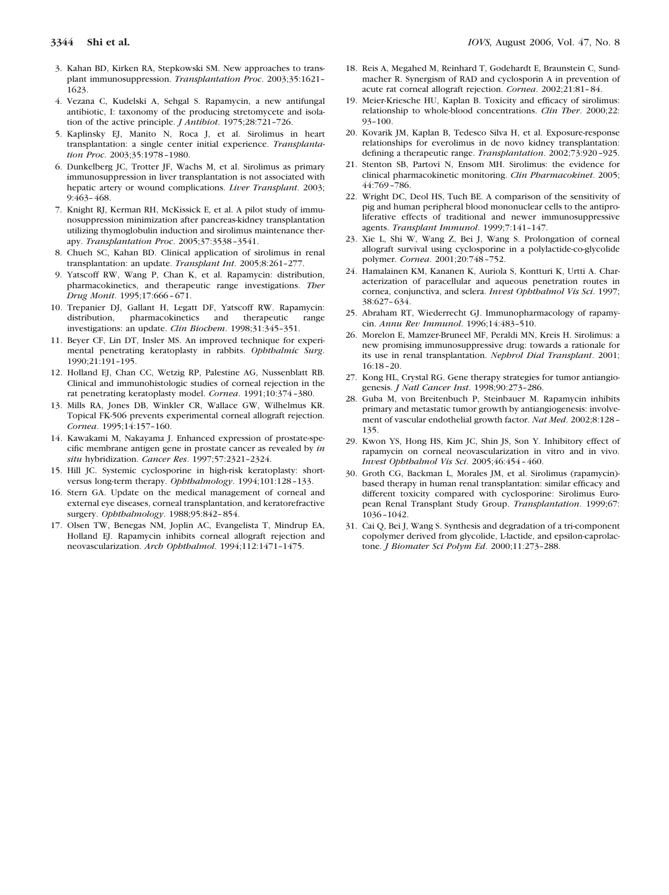3. Kahan BD, Kirken RA, Stepkowski SM. New approaches to transplant immunosuppression. *Transplantation Proc*. 2003;35:1621–1623.
4. Vezana C, Kudelski A, Sehgal S. Rapamycin, a new antifungal antibiotic, I: taxonomy of the producing stretomycete and isolation of the active principle. *J Antibiot*. 1975;28:721–726.
5. Kaplinsky EJ, Manito N, Roca J, et al. Sirolimus in heart transplantation: a single center initial experience. *Transplantation Proc*. 2003;35:1978–1980.
6. Dunkelberg JC, Trotter JF, Wachs M, et al. Sirolimus as primary immunosuppression in liver transplantation is not associated with hepatic artery or wound complications. *Liver Transplant*. 2003; 9:463–468.
7. Knight RJ, Kerman RH, McKissick E, et al. A pilot study of immunosuppression minimization after pancreas-kidney transplantation utilizing thymoglobulin induction and sirolimus maintenance therapy. *Transplantation Proc*. 2005;37:3538–3541.
8. Chueh SC, Kahan BD. Clinical application of sirolimus in renal transplantation: an update. *Transplant Int*. 2005;8:261–277.
9. Yatscoff RW, Wang P, Chan K, et al. Rapamycin: distribution, pharmacokinetics, and therapeutic range investigations. *Ther Drug Monit*. 1995;17:666–671.
10. Trepanier DJ, Gallant H, Legatt DF, Yatscoff RW. Rapamycin: distribution, pharmacokinetics and therapeutic range investigations: an update. *Clin Biochem*. 1998;31:345–351.
11. Beyer CF, Lin DT, Insler MS. An improved technique for experimental penetrating keratoplasty in rabbits. *Ophthalmic Surg*. 1990;21:191–195.
12. Holland EJ, Chan CC, Wetzig RP, Palestine AG, Nussenblatt RB. Clinical and immunohistologic studies of corneal rejection in the rat penetrating keratoplasty model. *Cornea*. 1991;10:374–380.
13. Mills RA, Jones DB, Winkler CR, Wallace GW, Wilhelmus KR. Topical FK-506 prevents experimental corneal allograft rejection. *Cornea*. 1995;14:157–160.
14. Kawakami M, Nakayama J. Enhanced expression of prostate-specific membrane antigen gene in prostate cancer as revealed by *in situ* hybridization. *Cancer Res*. 1997;57:2321–2324.
15. Hill JC. Systemic cyclosporine in high-risk keratoplasty: short-versus long-term therapy. *Ophthalmology*. 1994;101:128–133.
16. Stern GA. Update on the medical management of corneal and external eye diseases, corneal transplantation, and keratorefractive surgery. *Ophthalmology*. 1988;95:842–854.
17. Olsen TW, Benegas NM, Joplin AC, Evangelista T, Mindrup EA, Holland EJ. Rapamycin inhibits corneal allograft rejection and neovascularization. *Arch Ophthalmol*. 1994;112:1471–1475.
18. Reis A, Megahed M, Reinhard T, Godehardt E, Braunstein C, Sundmacher R. Synergism of RAD and cyclosporin A in prevention of acute rat corneal allograft rejection. *Cornea*. 2002;21:81–84.
19. Meier-Kriesche HU, Kaplan B. Toxicity and efficacy of sirolimus: relationship to whole-blood concentrations. *Clin Ther*. 2000;22: 93–100.
20. Kovarik JM, Kaplan B, Tedesco Silva H, et al. Exposure-response relationships for everolimus in de novo kidney transplantation: defining a therapeutic range. *Transplantation*. 2002;73:920–925.
21. Stenton SB, Partovi N, Ensom MH. Sirolimus: the evidence for clinical pharmacokinetic monitoring. *Clin Pharmacokinet*. 2005; 44:769–786.
22. Wright DC, Deol HS, Tuch BE. A comparison of the sensitivity of pig and human peripheral blood mononuclear cells to the antiproliferative effects of traditional and newer immunosuppressive agents. *Transplant Immunol*. 1999;7:141–147.
23. Xie L, Shi W, Wang Z, Bei J, Wang S. Prolongation of corneal allograft survival using cyclosporine in a polylactide-co-glycolide polymer. *Cornea*. 2001;20:748–752.
24. Hamalainen KM, Kananen K, Auriola S, Kontturi K, Urtti A. Characterization of paracellular and aqueous penetration routes in cornea, conjunctiva, and sclera. *Invest Ophthalmol Vis Sci*. 1997; 38:627–634.
25. Abraham RT, Wiederrecht GJ. Immunopharmacology of rapamycin. *Annu Rev Immunol*. 1996;14:483–510.
26. Morelon E, Mamzer-Bruneel MF, Peraldi MN, Kreis H. Sirolimus: a new promising immunosuppressive drug: towards a rationale for its use in renal transplantation. *Nephrol Dial Transplant*. 2001; 16:18–20.
27. Kong HL, Crystal RG. Gene therapy strategies for tumor antiangiogenesis. *J Natl Cancer Inst*. 1998;90:273–286.
28. Guba M, von Breitenbuch P, Steinbauer M. Rapamycin inhibits primary and metastatic tumor growth by antiangiogenesis: involvement of vascular endothelial growth factor. *Nat Med*. 2002;8:128–135.
29. Kwon YS, Hong HS, Kim JC, Shin JS, Son Y. Inhibitory effect of rapamycin on corneal neovascularization in vitro and in vivo. *Invest Ophthalmol Vis Sci*. 2005;46:454–460.
30. Groth CG, Backman L, Morales JM, et al. Sirolimus (rapamycin)-based therapy in human renal transplantation: similar efficacy and different toxicity compared with cyclosporine: Sirolimus European Renal Transplant Study Group. *Transplantation*. 1999;67: 1036–1042.
31. Cai Q, Bei J, Wang S. Synthesis and degradation of a tri-component copolymer derived from glycolide, L-lactide, and epsilon-caprolactone. *J Biomater Sci Polym Ed*. 2000;11:273–288.